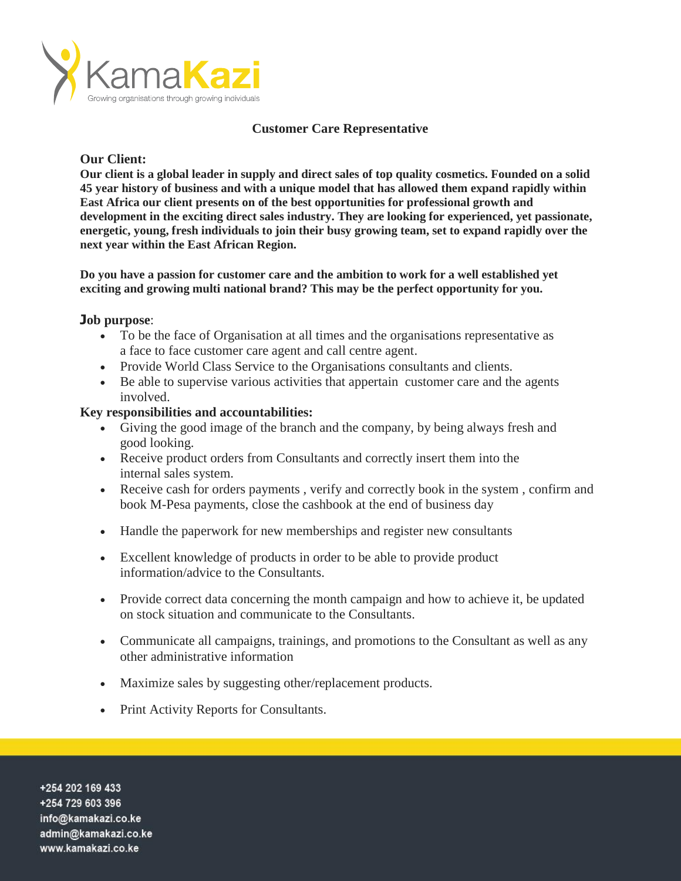KamaKazi

Growing organisations through growing individuals

## Customer Care Representative

**Our Client:**

**Our client is a global leader in supply and direct sales of top quality cosmetics. Founded on a solid 45 year history of business and with a unique model that has allowed them expand rapidly within East Africa our client presents on of the best opportunities for professional growth and development in the exciting direct sales industry. They are looking for experienced, yet passionate, energetic, young, fresh individuals to join their busy growing team, set to expand rapidly over the next year within the East African Region.**

**Do you have a passion for customer care and the ambition to work for a well established yet exciting and growing multi national brand? This may be the perfect opportunity for you.**

**Job purpose**:

- To be the face of Organisation at all times and the organisations representative as a face to face customer care agent and call centre agent.
- Provide World Class Service to the Organisations consultants and clients.
- Be able to supervise various activities that appertain customer care and the agents involved.

**Key responsibilities and accountabilities:**

- Giving the good image of the branch and the company, by being always fresh and good looking.
- Receive product orders from Consultants and correctly insert them into the internal sales system.
- Receive cash for orders payments , verify and correctly book in the system , confirm and book M-Pesa payments, close the cashbook at the end of business day
- Handle the paperwork for new memberships and register new consultants
- Excellent knowledge of products in order to be able to provide product information/advice to the Consultants.
- Provide correct data concerning the month campaign and how to achieve it, be updated on stock situation and communicate to the Consultants.
- Communicate all campaigns, trainings, and promotions to the Consultant as well as any other administrative information
- Maximize sales by suggesting other/replacement products.
- Print Activity Reports for Consultants.

+254 202 169 433
+254 729 603 396
info@kamakazi.co.ke
admin@kamakazi.co.ke
www.kamakazi.co.ke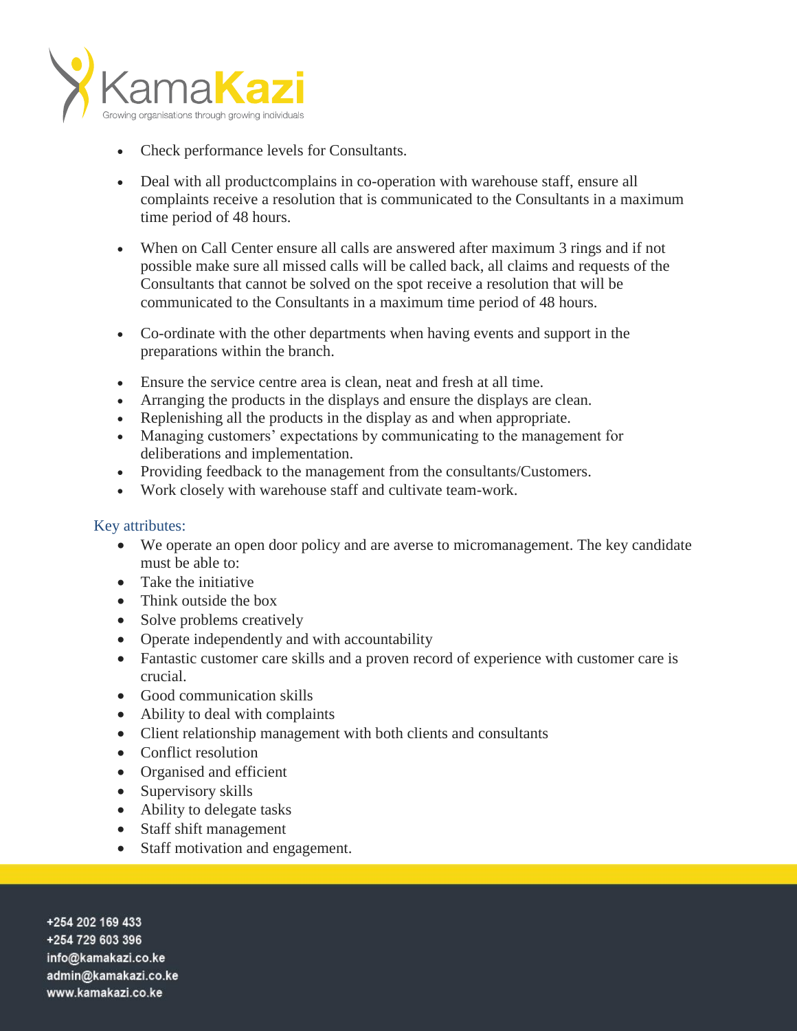- Check performance levels for Consultants.
- Deal with all productcomplains in co-operation with warehouse staff, ensure all complaints receive a resolution that is communicated to the Consultants in a maximum time period of 48 hours.
- When on Call Center ensure all calls are answered after maximum 3 rings and if not possible make sure all missed calls will be called back, all claims and requests of the Consultants that cannot be solved on the spot receive a resolution that will be communicated to the Consultants in a maximum time period of 48 hours.
- Co-ordinate with the other departments when having events and support in the preparations within the branch.
- Ensure the service centre area is clean, neat and fresh at all time.
- Arranging the products in the displays and ensure the displays are clean.
- Replenishing all the products in the display as and when appropriate.
- Managing customers' expectations by communicating to the management for deliberations and implementation.
- Providing feedback to the management from the consultants/Customers.
- Work closely with warehouse staff and cultivate team-work.

### Key attributes:

- We operate an open door policy and are averse to micromanagement. The key candidate must be able to:
- Take the initiative
- Think outside the box
- Solve problems creatively
- Operate independently and with accountability
- Fantastic customer care skills and a proven record of experience with customer care is crucial.
- Good communication skills
- Ability to deal with complaints
- Client relationship management with both clients and consultants
- Conflict resolution
- Organised and efficient
- Supervisory skills
- Ability to delegate tasks
- Staff shift management
- Staff motivation and engagement.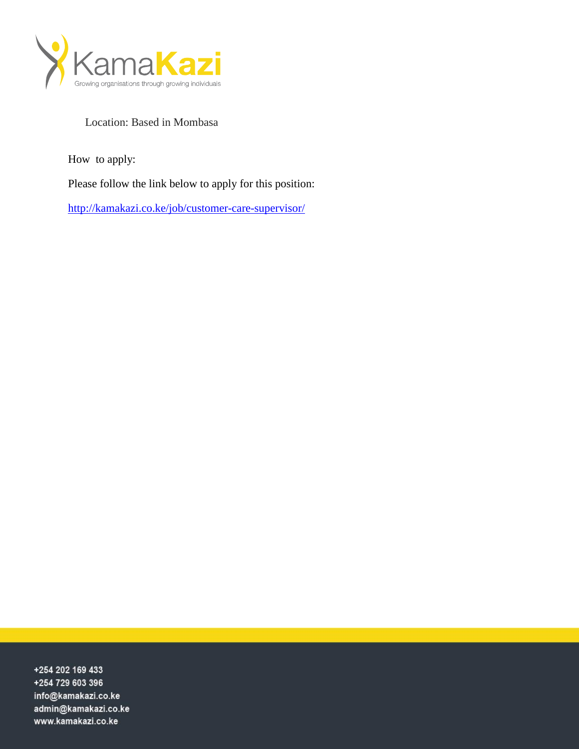Location: Based in Mombasa

How to apply:

Please follow the link below to apply for this position:

http://kamakazi.co.ke/job/customer-care-supervisor/